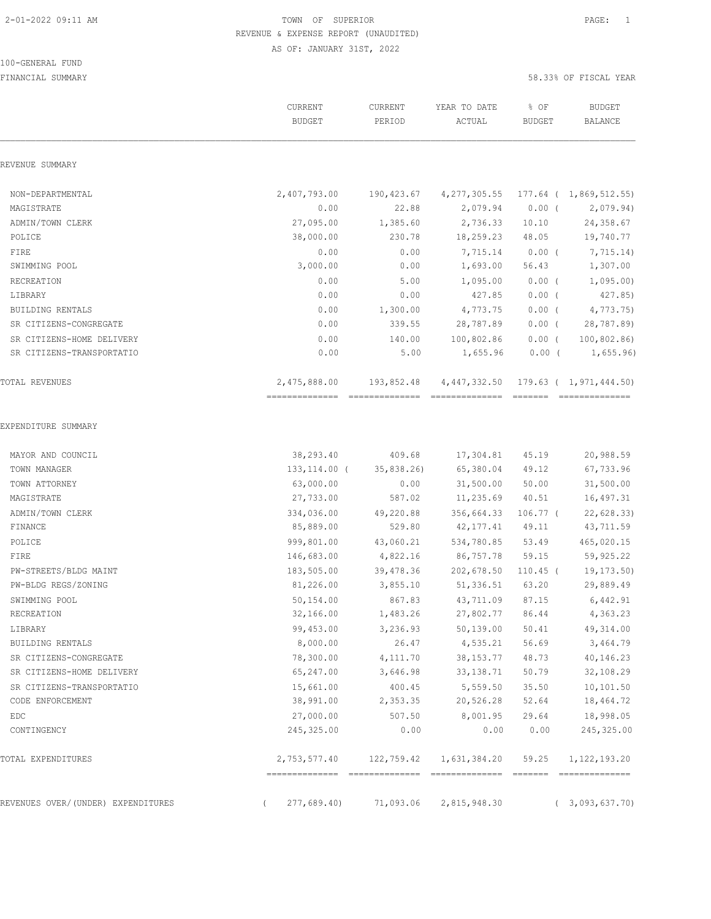2-01-2022 09:11 AM

# TOWN OF SUPERIOR

REVENUE & EXPENSE REPORT (UNAUDITED)

AS OF: JANUARY 31ST, 2022

100-GENERAL FUND

FINANCIAL SUMMARY

58.33% OF FISCAL YEAR

| | CURRENT BUDGET | CURRENT PERIOD | YEAR TO DATE ACTUAL | % OF BUDGET | BUDGET BALANCE |
|---|---|---|---|---|---|
| **REVENUE SUMMARY** | | | | | |
| NON-DEPARTMENTAL | 2,407,793.00 | 190,423.67 | 4,277,305.55 | 177.64 | ( 1,869,512.55) |
| MAGISTRATE | 0.00 | 22.88 | 2,079.94 | 0.00 | ( 2,079.94) |
| ADMIN/TOWN CLERK | 27,095.00 | 1,385.60 | 2,736.33 | 10.10 | 24,358.67 |
| POLICE | 38,000.00 | 230.78 | 18,259.23 | 48.05 | 19,740.77 |
| FIRE | 0.00 | 0.00 | 7,715.14 | 0.00 | ( 7,715.14) |
| SWIMMING POOL | 3,000.00 | 0.00 | 1,693.00 | 56.43 | 1,307.00 |
| RECREATION | 0.00 | 5.00 | 1,095.00 | 0.00 | ( 1,095.00) |
| LIBRARY | 0.00 | 0.00 | 427.85 | 0.00 | ( 427.85) |
| BUILDING RENTALS | 0.00 | 1,300.00 | 4,773.75 | 0.00 | ( 4,773.75) |
| SR CITIZENS-CONGREGATE | 0.00 | 339.55 | 28,787.89 | 0.00 | ( 28,787.89) |
| SR CITIZENS-HOME DELIVERY | 0.00 | 140.00 | 100,802.86 | 0.00 | ( 100,802.86) |
| SR CITIZENS-TRANSPORTATIO | 0.00 | 5.00 | 1,655.96 | 0.00 | ( 1,655.96) |
| TOTAL REVENUES | 2,475,888.00 | 193,852.48 | 4,447,332.50 | 179.63 | ( 1,971,444.50) |
| **EXPENDITURE SUMMARY** | | | | | |
| MAYOR AND COUNCIL | 38,293.40 | 409.68 | 17,304.81 | 45.19 | 20,988.59 |
| TOWN MANAGER | 133,114.00 | ( 35,838.26) | 65,380.04 | 49.12 | 67,733.96 |
| TOWN ATTORNEY | 63,000.00 | 0.00 | 31,500.00 | 50.00 | 31,500.00 |
| MAGISTRATE | 27,733.00 | 587.02 | 11,235.69 | 40.51 | 16,497.31 |
| ADMIN/TOWN CLERK | 334,036.00 | 49,220.88 | 356,664.33 | 106.77 | ( 22,628.33) |
| FINANCE | 85,889.00 | 529.80 | 42,177.41 | 49.11 | 43,711.59 |
| POLICE | 999,801.00 | 43,060.21 | 534,780.85 | 53.49 | 465,020.15 |
| FIRE | 146,683.00 | 4,822.16 | 86,757.78 | 59.15 | 59,925.22 |
| PW-STREETS/BLDG MAINT | 183,505.00 | 39,478.36 | 202,678.50 | 110.45 | ( 19,173.50) |
| PW-BLDG REGS/ZONING | 81,226.00 | 3,855.10 | 51,336.51 | 63.20 | 29,889.49 |
| SWIMMING POOL | 50,154.00 | 867.83 | 43,711.09 | 87.15 | 6,442.91 |
| RECREATION | 32,166.00 | 1,483.26 | 27,802.77 | 86.44 | 4,363.23 |
| LIBRARY | 99,453.00 | 3,236.93 | 50,139.00 | 50.41 | 49,314.00 |
| BUILDING RENTALS | 8,000.00 | 26.47 | 4,535.21 | 56.69 | 3,464.79 |
| SR CITIZENS-CONGREGATE | 78,300.00 | 4,111.70 | 38,153.77 | 48.73 | 40,146.23 |
| SR CITIZENS-HOME DELIVERY | 65,247.00 | 3,646.98 | 33,138.71 | 50.79 | 32,108.29 |
| SR CITIZENS-TRANSPORTATIO | 15,661.00 | 400.45 | 5,559.50 | 35.50 | 10,101.50 |
| CODE ENFORCEMENT | 38,991.00 | 2,353.35 | 20,526.28 | 52.64 | 18,464.72 |
| EDC | 27,000.00 | 507.50 | 8,001.95 | 29.64 | 18,998.05 |
| CONTINGENCY | 245,325.00 | 0.00 | 0.00 | 0.00 | 245,325.00 |
| TOTAL EXPENDITURES | 2,753,577.40 | 122,759.42 | 1,631,384.20 | 59.25 | 1,122,193.20 |
| REVENUES OVER/(UNDER) EXPENDITURES | ( 277,689.40) | 71,093.06 | 2,815,948.30 | | ( 3,093,637.70) |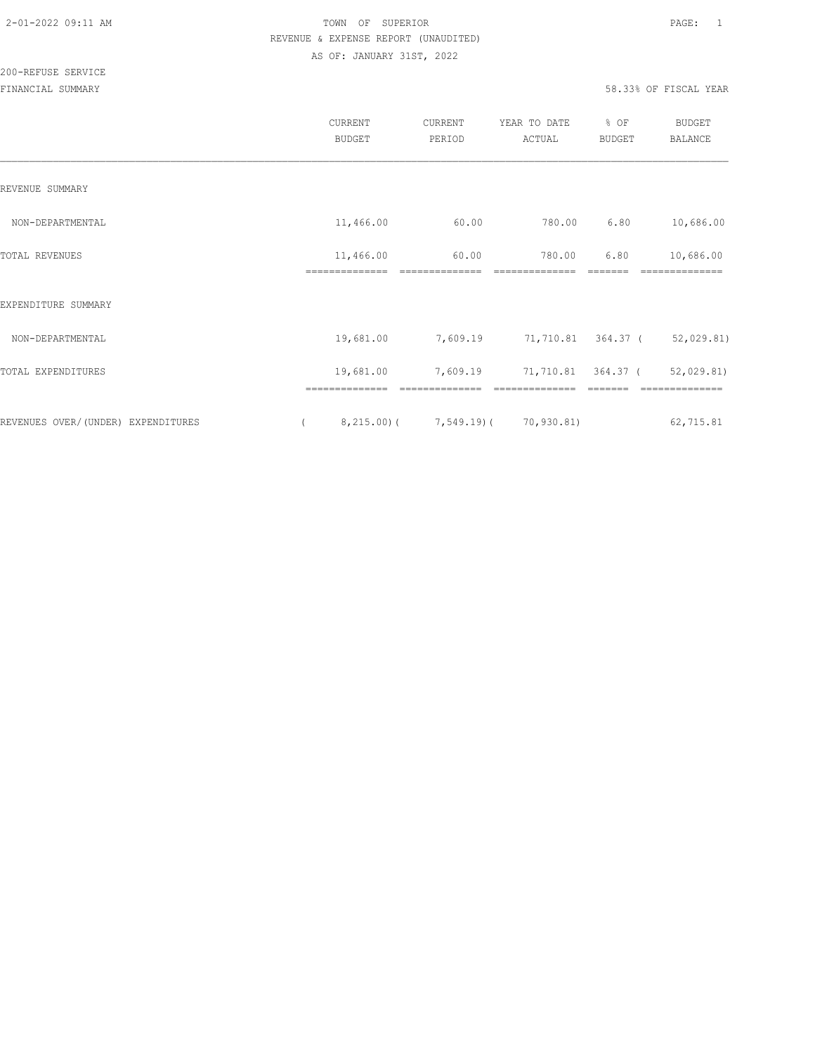TOWN OF SUPERIOR

REVENUE & EXPENSE REPORT (UNAUDITED)

AS OF: JANUARY 31ST, 2022

200-REFUSE SERVICE

FINANCIAL SUMMARY

58.33% OF FISCAL YEAR

| | CURRENT BUDGET | CURRENT PERIOD | YEAR TO DATE ACTUAL | % OF BUDGET | BUDGET BALANCE |
|---|---|---|---|---|---|
| REVENUE SUMMARY | | | | | |
| NON-DEPARTMENTAL | 11,466.00 | 60.00 | 780.00 | 6.80 | 10,686.00 |
| TOTAL REVENUES | 11,466.00 | 60.00 | 780.00 | 6.80 | 10,686.00 |
| EXPENDITURE SUMMARY | | | | | |
| NON-DEPARTMENTAL | 19,681.00 | 7,609.19 | 71,710.81 | 364.37 | ( 52,029.81) |
| TOTAL EXPENDITURES | 19,681.00 | 7,609.19 | 71,710.81 | 364.37 | ( 52,029.81) |
| REVENUES OVER/(UNDER) EXPENDITURES | ( 8,215.00) | ( 7,549.19) | ( 70,930.81) | | 62,715.81 |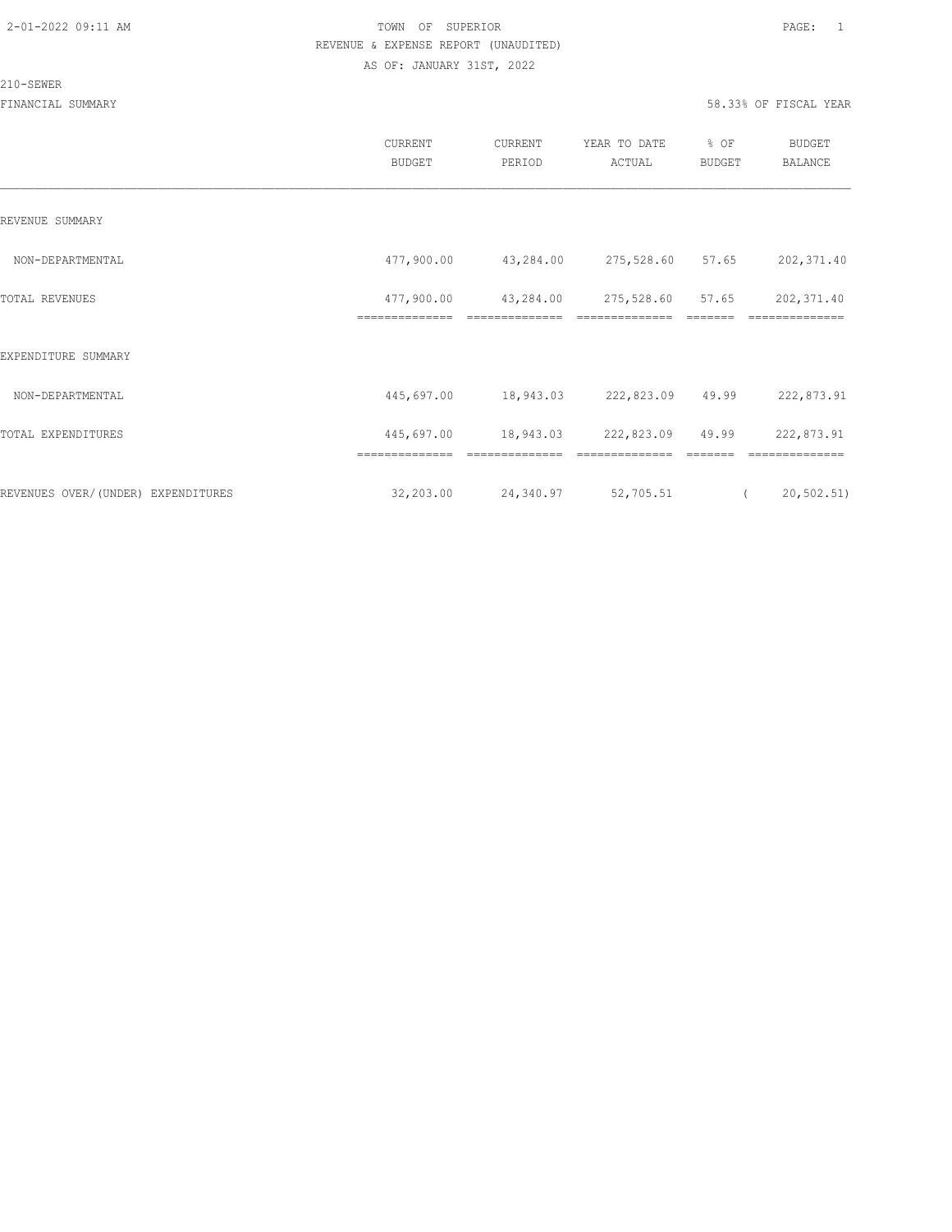TOWN OF SUPERIOR
REVENUE & EXPENSE REPORT (UNAUDITED)
AS OF: JANUARY 31ST, 2022

210-SEWER

FINANCIAL SUMMARY — 58.33% OF FISCAL YEAR

| | CURRENT BUDGET | CURRENT PERIOD | YEAR TO DATE ACTUAL | % OF BUDGET | BUDGET BALANCE |
|---|---|---|---|---|---|
| REVENUE SUMMARY | | | | | |
| NON-DEPARTMENTAL | 477,900.00 | 43,284.00 | 275,528.60 | 57.65 | 202,371.40 |
| TOTAL REVENUES | 477,900.00 | 43,284.00 | 275,528.60 | 57.65 | 202,371.40 |
| EXPENDITURE SUMMARY | | | | | |
| NON-DEPARTMENTAL | 445,697.00 | 18,943.03 | 222,823.09 | 49.99 | 222,873.91 |
| TOTAL EXPENDITURES | 445,697.00 | 18,943.03 | 222,823.09 | 49.99 | 222,873.91 |
| REVENUES OVER/(UNDER) EXPENDITURES | 32,203.00 | 24,340.97 | 52,705.51 | | ( 20,502.51) |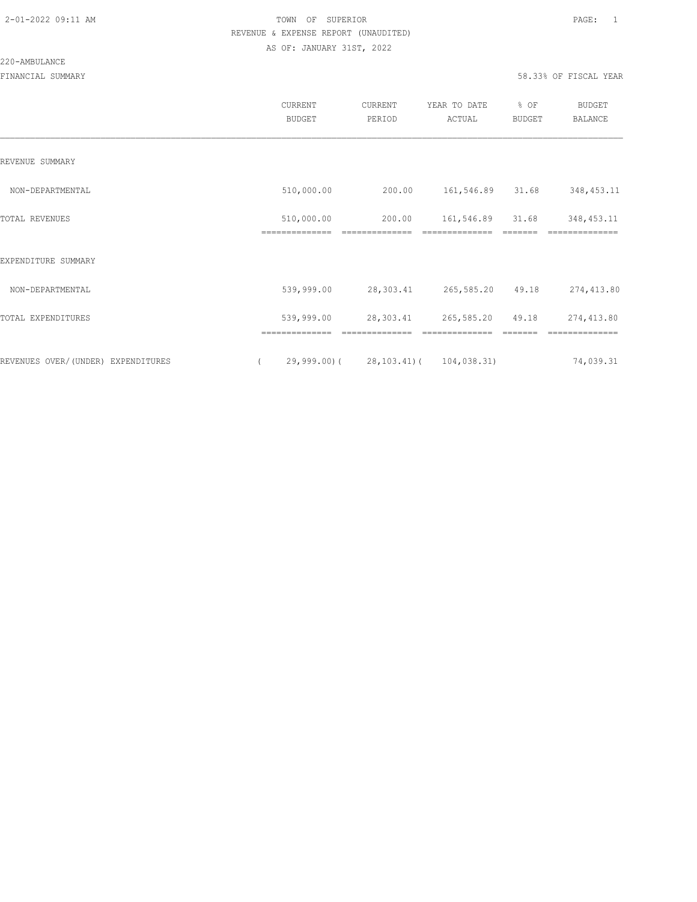TOWN OF SUPERIOR
REVENUE & EXPENSE REPORT (UNAUDITED)
AS OF: JANUARY 31ST, 2022

220-AMBULANCE

FINANCIAL SUMMARY — 58.33% OF FISCAL YEAR

| | CURRENT BUDGET | CURRENT PERIOD | YEAR TO DATE ACTUAL | % OF BUDGET | BUDGET BALANCE |
|---|---|---|---|---|---|
| REVENUE SUMMARY | | | | | |
| NON-DEPARTMENTAL | 510,000.00 | 200.00 | 161,546.89 | 31.68 | 348,453.11 |
| TOTAL REVENUES | 510,000.00 | 200.00 | 161,546.89 | 31.68 | 348,453.11 |
| EXPENDITURE SUMMARY | | | | | |
| NON-DEPARTMENTAL | 539,999.00 | 28,303.41 | 265,585.20 | 49.18 | 274,413.80 |
| TOTAL EXPENDITURES | 539,999.00 | 28,303.41 | 265,585.20 | 49.18 | 274,413.80 |
| REVENUES OVER/(UNDER) EXPENDITURES | (29,999.00) | (28,103.41) | (104,038.31) | | 74,039.31 |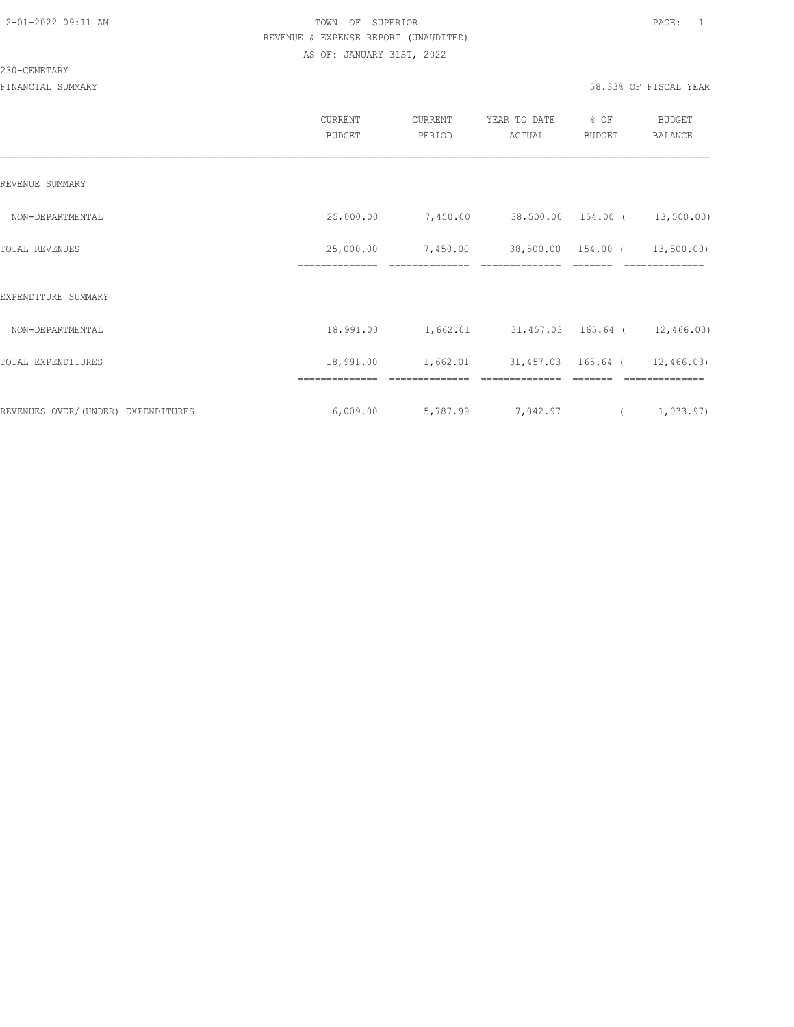TOWN OF SUPERIOR

REVENUE & EXPENSE REPORT (UNAUDITED)

AS OF: JANUARY 31ST, 2022

230-CEMETARY

FINANCIAL SUMMARY

58.33% OF FISCAL YEAR

| | CURRENT BUDGET | CURRENT PERIOD | YEAR TO DATE ACTUAL | % OF BUDGET | BUDGET BALANCE |
|---|---|---|---|---|---|
| REVENUE SUMMARY | | | | | |
| NON-DEPARTMENTAL | 25,000.00 | 7,450.00 | 38,500.00 | 154.00 | ( 13,500.00) |
| TOTAL REVENUES | 25,000.00 | 7,450.00 | 38,500.00 | 154.00 | ( 13,500.00) |
| EXPENDITURE SUMMARY | | | | | |
| NON-DEPARTMENTAL | 18,991.00 | 1,662.01 | 31,457.03 | 165.64 | ( 12,466.03) |
| TOTAL EXPENDITURES | 18,991.00 | 1,662.01 | 31,457.03 | 165.64 | ( 12,466.03) |
| REVENUES OVER/(UNDER) EXPENDITURES | 6,009.00 | 5,787.99 | 7,042.97 | | ( 1,033.97) |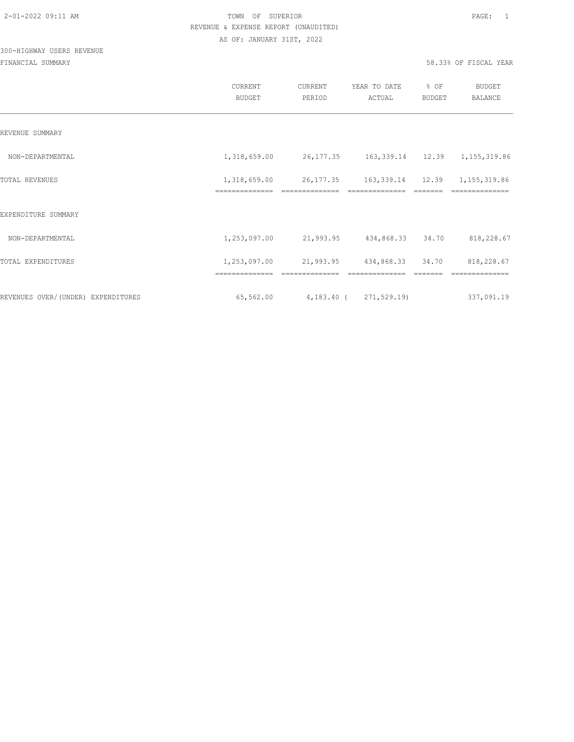TOWN OF SUPERIOR

REVENUE & EXPENSE REPORT (UNAUDITED)

AS OF: JANUARY 31ST, 2022

300-HIGHWAY USERS REVENUE

FINANCIAL SUMMARY

58.33% OF FISCAL YEAR

| | CURRENT BUDGET | CURRENT PERIOD | YEAR TO DATE ACTUAL | % OF BUDGET | BUDGET BALANCE |
|---|---|---|---|---|---|
| REVENUE SUMMARY | | | | | |
| NON-DEPARTMENTAL | 1,318,659.00 | 26,177.35 | 163,339.14 | 12.39 | 1,155,319.86 |
| TOTAL REVENUES | 1,318,659.00 | 26,177.35 | 163,339.14 | 12.39 | 1,155,319.86 |
| EXPENDITURE SUMMARY | | | | | |
| NON-DEPARTMENTAL | 1,253,097.00 | 21,993.95 | 434,868.33 | 34.70 | 818,228.67 |
| TOTAL EXPENDITURES | 1,253,097.00 | 21,993.95 | 434,868.33 | 34.70 | 818,228.67 |
| REVENUES OVER/(UNDER) EXPENDITURES | 65,562.00 | 4,183.40 | ( 271,529.19) | | 337,091.19 |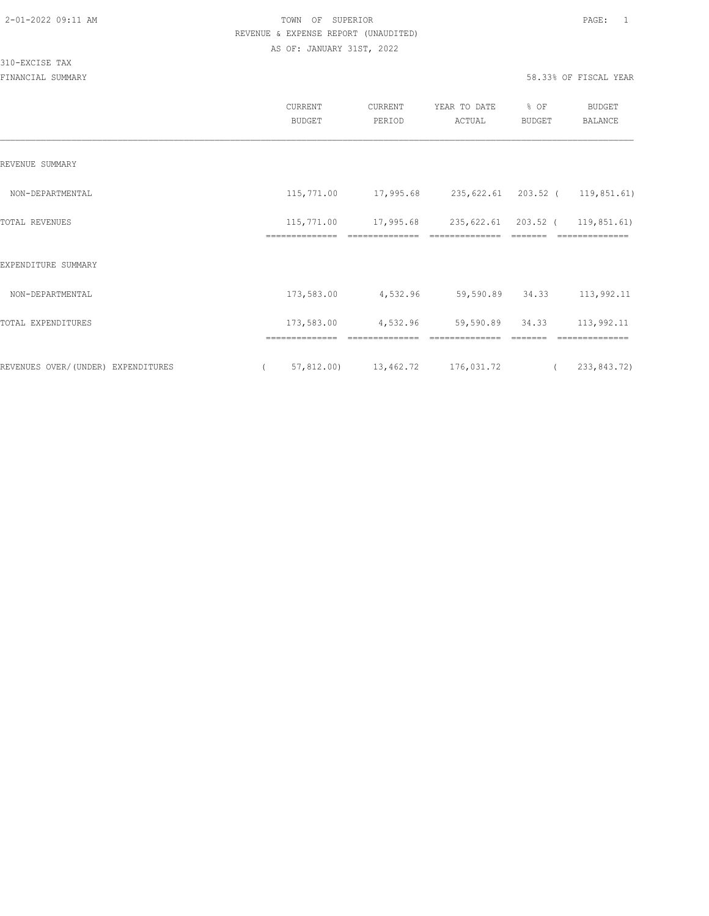TOWN OF SUPERIOR
REVENUE & EXPENSE REPORT (UNAUDITED)
AS OF: JANUARY 31ST, 2022

310-EXCISE TAX

FINANCIAL SUMMARY

58.33% OF FISCAL YEAR

| | CURRENT BUDGET | CURRENT PERIOD | YEAR TO DATE ACTUAL | % OF BUDGET | BUDGET BALANCE |
|---|---|---|---|---|---|
| REVENUE SUMMARY | | | | | |
| NON-DEPARTMENTAL | 115,771.00 | 17,995.68 | 235,622.61 | 203.52 | ( 119,851.61) |
| TOTAL REVENUES | 115,771.00 | 17,995.68 | 235,622.61 | 203.52 | ( 119,851.61) |
| EXPENDITURE SUMMARY | | | | | |
| NON-DEPARTMENTAL | 173,583.00 | 4,532.96 | 59,590.89 | 34.33 | 113,992.11 |
| TOTAL EXPENDITURES | 173,583.00 | 4,532.96 | 59,590.89 | 34.33 | 113,992.11 |
| REVENUES OVER/(UNDER) EXPENDITURES | ( 57,812.00) | 13,462.72 | 176,031.72 | | ( 233,843.72) |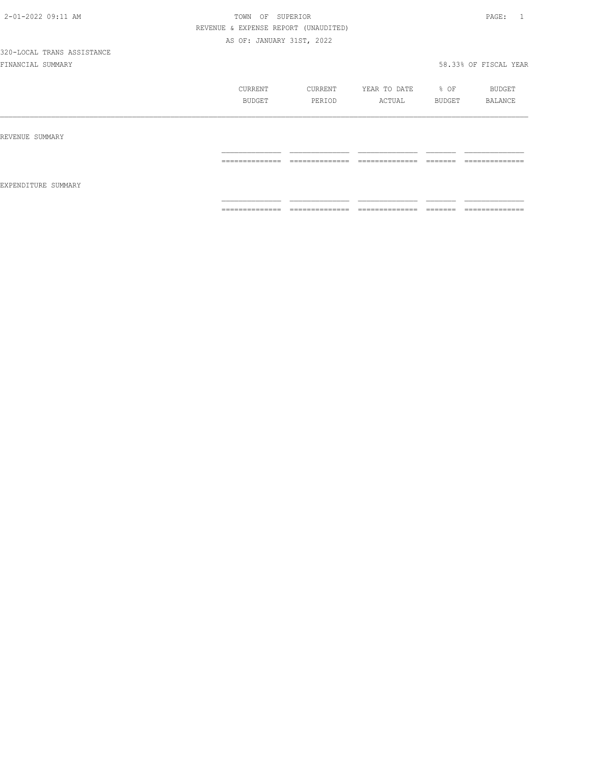TOWN OF SUPERIOR

REVENUE & EXPENSE REPORT (UNAUDITED)

AS OF: JANUARY 31ST, 2022

320-LOCAL TRANS ASSISTANCE

FINANCIAL SUMMARY

58.33% OF FISCAL YEAR

| | CURRENT BUDGET | CURRENT PERIOD | YEAR TO DATE ACTUAL | % OF BUDGET | BUDGET BALANCE |
|---|---|---|---|---|---|
| REVENUE SUMMARY | | | | | |
| EXPENDITURE SUMMARY | | | | | |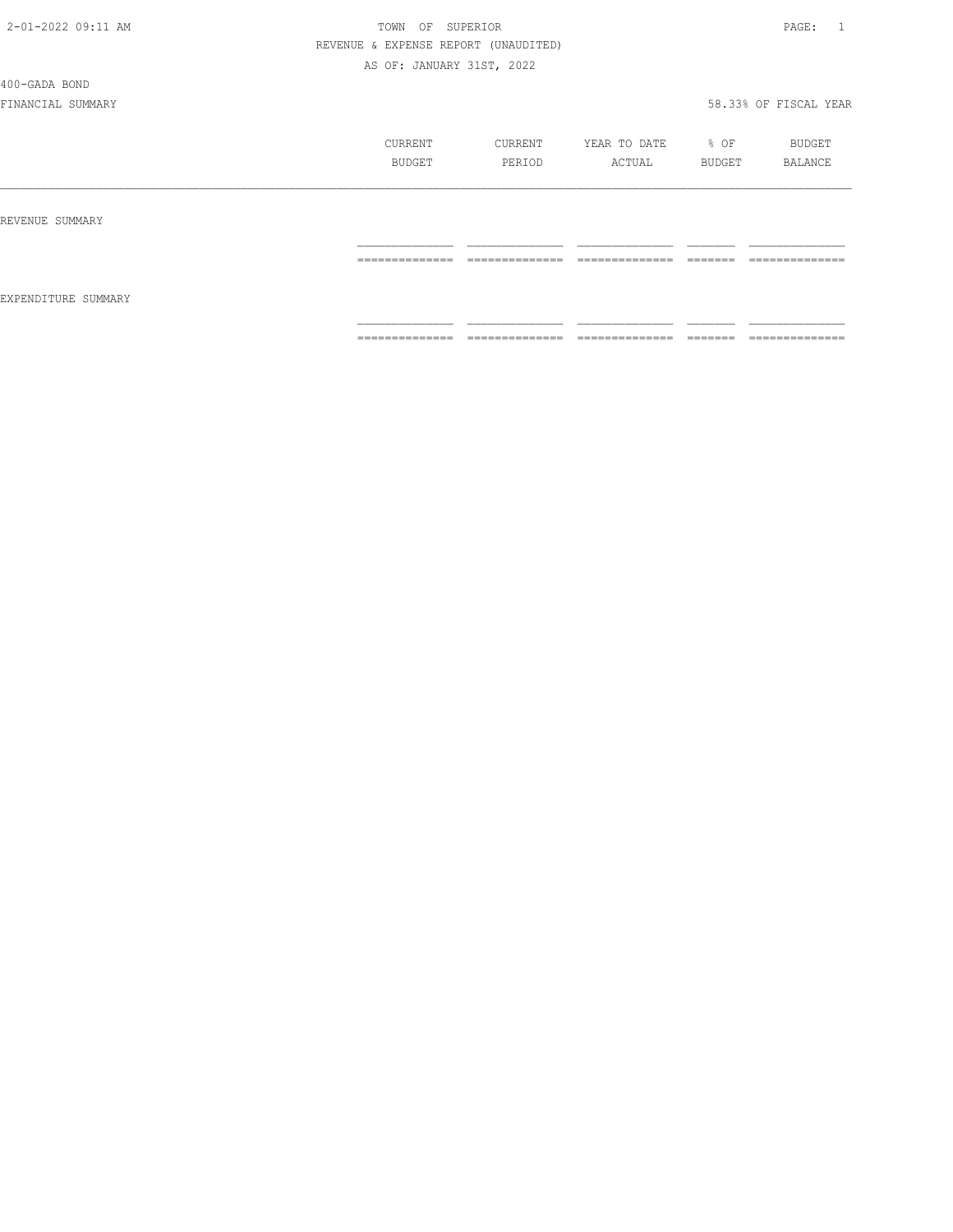TOWN OF SUPERIOR

REVENUE & EXPENSE REPORT (UNAUDITED)

AS OF: JANUARY 31ST, 2022

400-GADA BOND

FINANCIAL SUMMARY

58.33% OF FISCAL YEAR

| | CURRENT BUDGET | CURRENT PERIOD | YEAR TO DATE ACTUAL | % OF BUDGET | BUDGET BALANCE |
|---|---|---|---|---|---|
| REVENUE SUMMARY | | | | | |
| EXPENDITURE SUMMARY | | | | | |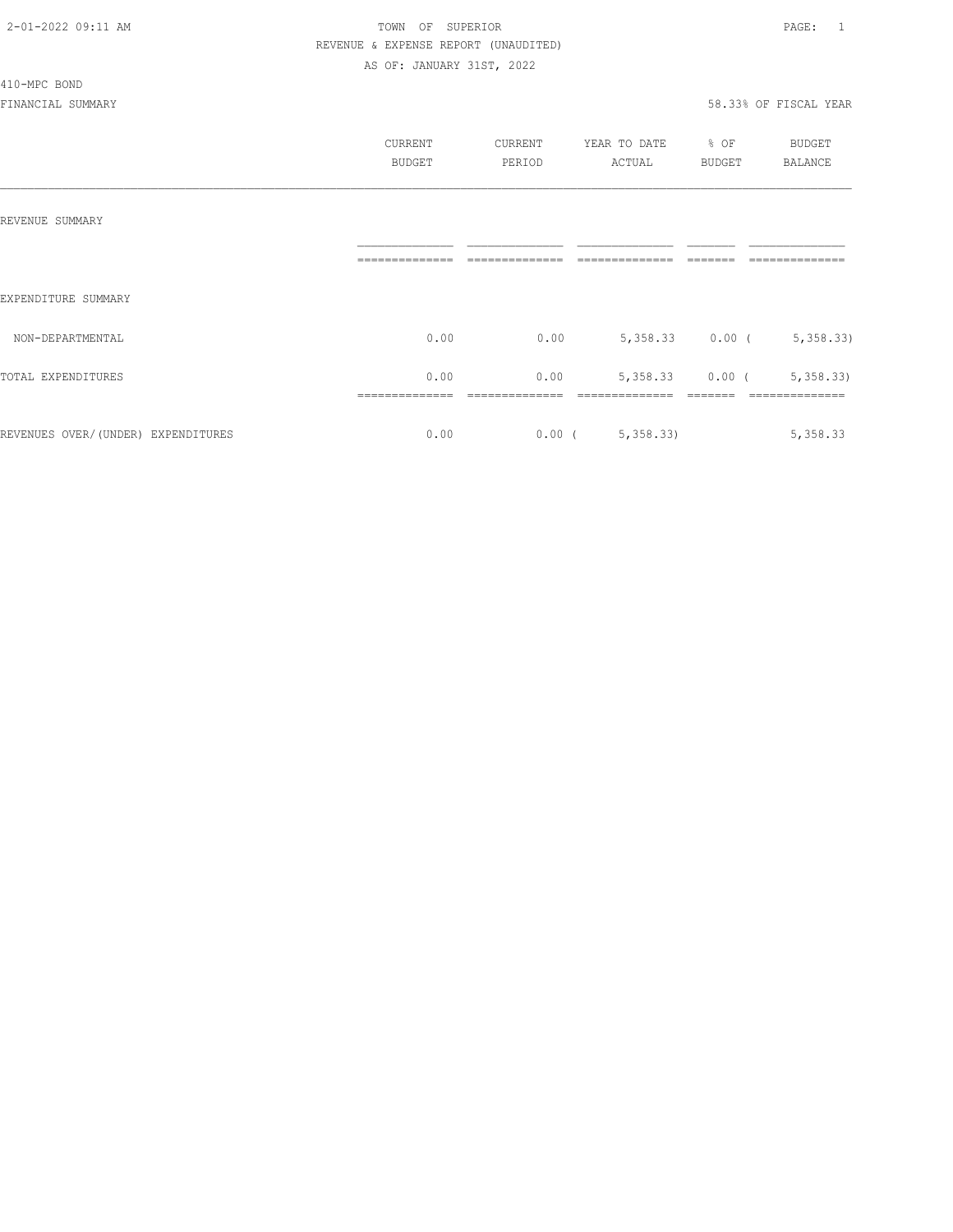2-01-2022 09:11 AM

TOWN OF SUPERIOR

REVENUE & EXPENSE REPORT (UNAUDITED)

AS OF: JANUARY 31ST, 2022

410-MPC BOND

FINANCIAL SUMMARY

58.33% OF FISCAL YEAR

| | CURRENT BUDGET | CURRENT PERIOD | YEAR TO DATE ACTUAL | % OF BUDGET | BUDGET BALANCE |
|---|---|---|---|---|---|
| REVENUE SUMMARY | | | | | |
| EXPENDITURE SUMMARY | | | | | |
| NON-DEPARTMENTAL | 0.00 | 0.00 | 5,358.33 | 0.00 | ( 5,358.33) |
| TOTAL EXPENDITURES | 0.00 | 0.00 | 5,358.33 | 0.00 | ( 5,358.33) |
| REVENUES OVER/(UNDER) EXPENDITURES | 0.00 | 0.00 | ( 5,358.33) | | 5,358.33 |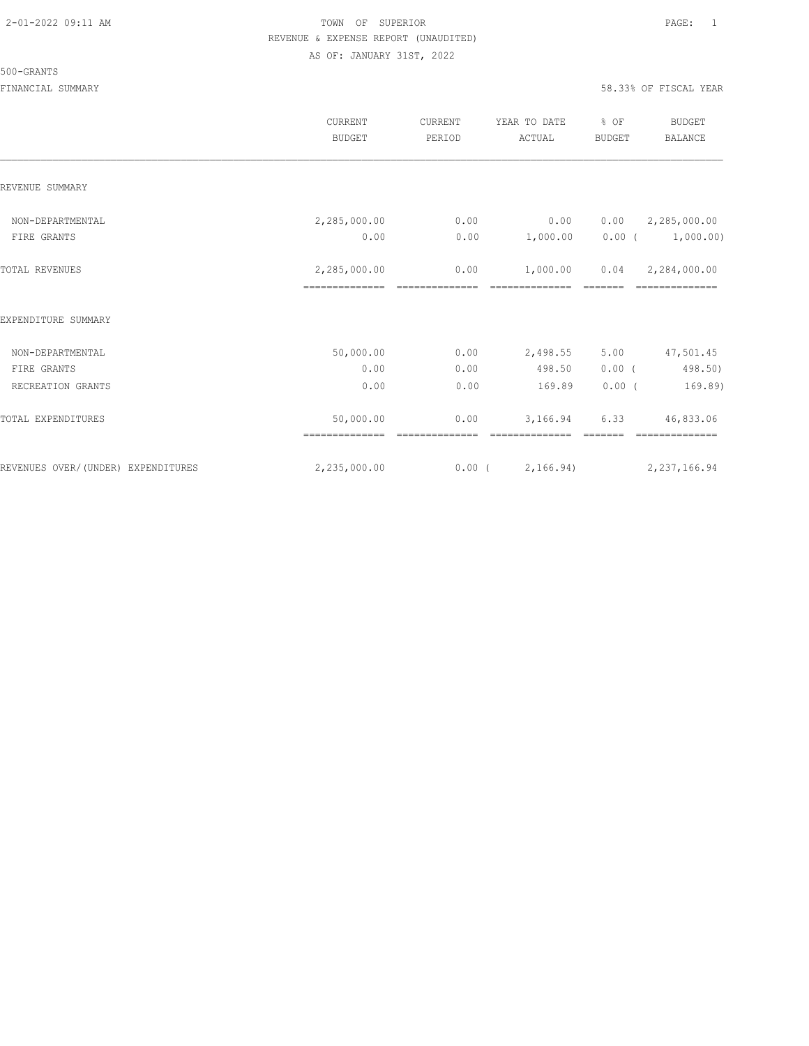TOWN OF SUPERIOR
REVENUE & EXPENSE REPORT (UNAUDITED)
AS OF: JANUARY 31ST, 2022

500-GRANTS

FINANCIAL SUMMARY — 58.33% OF FISCAL YEAR

| | CURRENT BUDGET | CURRENT PERIOD | YEAR TO DATE ACTUAL | % OF BUDGET | BUDGET BALANCE |
|---|---|---|---|---|---|
| REVENUE SUMMARY | | | | | |
| NON-DEPARTMENTAL | 2,285,000.00 | 0.00 | 0.00 | 0.00 | 2,285,000.00 |
| FIRE GRANTS | 0.00 | 0.00 | 1,000.00 | 0.00 | ( 1,000.00) |
| TOTAL REVENUES | 2,285,000.00 | 0.00 | 1,000.00 | 0.04 | 2,284,000.00 |
| EXPENDITURE SUMMARY | | | | | |
| NON-DEPARTMENTAL | 50,000.00 | 0.00 | 2,498.55 | 5.00 | 47,501.45 |
| FIRE GRANTS | 0.00 | 0.00 | 498.50 | 0.00 | ( 498.50) |
| RECREATION GRANTS | 0.00 | 0.00 | 169.89 | 0.00 | ( 169.89) |
| TOTAL EXPENDITURES | 50,000.00 | 0.00 | 3,166.94 | 6.33 | 46,833.06 |
| REVENUES OVER/(UNDER) EXPENDITURES | 2,235,000.00 | 0.00 | ( 2,166.94) | | 2,237,166.94 |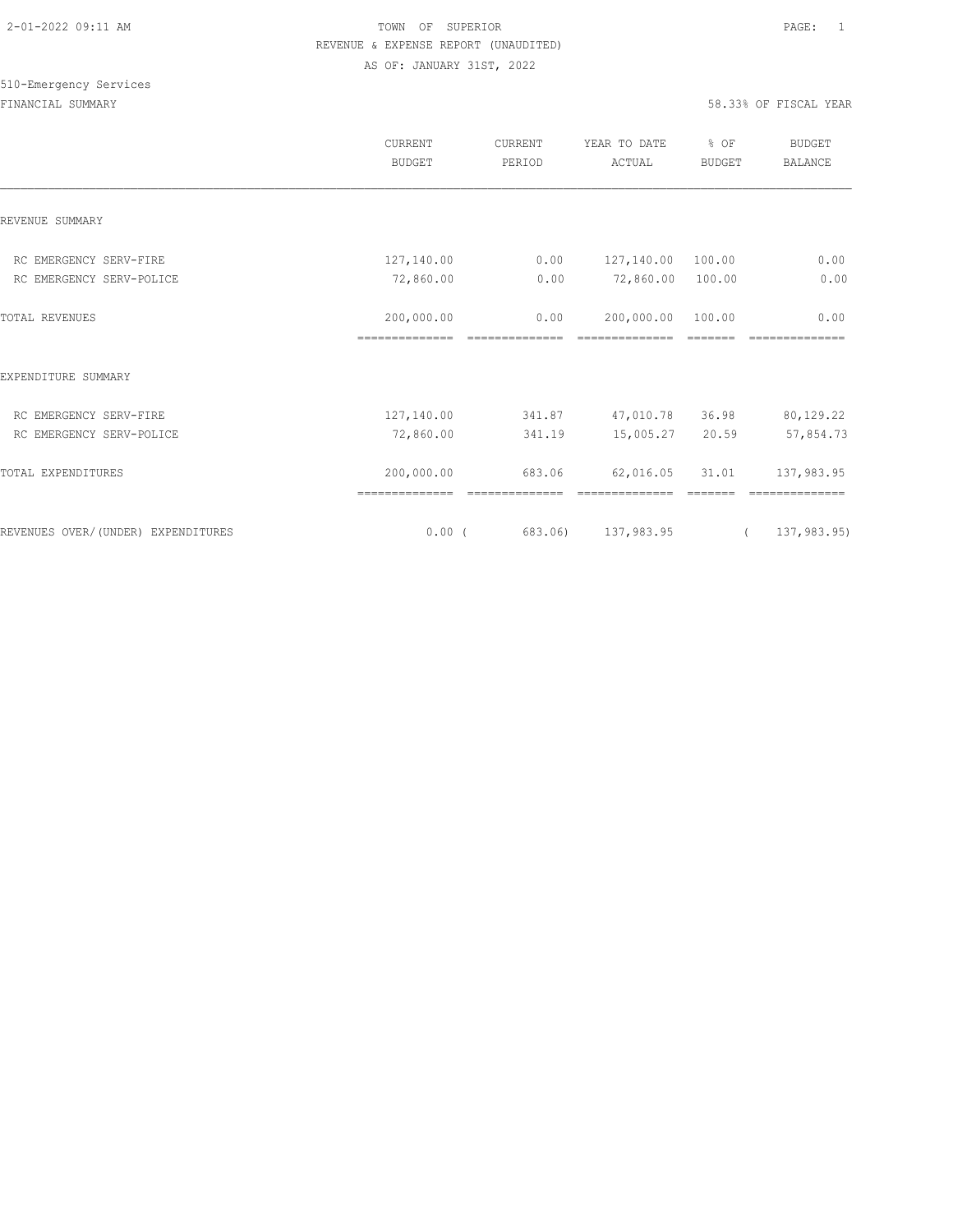TOWN OF SUPERIOR
REVENUE & EXPENSE REPORT (UNAUDITED)
AS OF: JANUARY 31ST, 2022

510-Emergency Services

FINANCIAL SUMMARY

58.33% OF FISCAL YEAR

| | CURRENT BUDGET | CURRENT PERIOD | YEAR TO DATE ACTUAL | % OF BUDGET | BUDGET BALANCE |
|---|---|---|---|---|---|
| REVENUE SUMMARY | | | | | |
| RC EMERGENCY SERV-FIRE | 127,140.00 | 0.00 | 127,140.00 | 100.00 | 0.00 |
| RC EMERGENCY SERV-POLICE | 72,860.00 | 0.00 | 72,860.00 | 100.00 | 0.00 |
| TOTAL REVENUES | 200,000.00 | 0.00 | 200,000.00 | 100.00 | 0.00 |
| EXPENDITURE SUMMARY | | | | | |
| RC EMERGENCY SERV-FIRE | 127,140.00 | 341.87 | 47,010.78 | 36.98 | 80,129.22 |
| RC EMERGENCY SERV-POLICE | 72,860.00 | 341.19 | 15,005.27 | 20.59 | 57,854.73 |
| TOTAL EXPENDITURES | 200,000.00 | 683.06 | 62,016.05 | 31.01 | 137,983.95 |
| REVENUES OVER/(UNDER) EXPENDITURES | 0.00 | ( 683.06) | 137,983.95 | | ( 137,983.95) |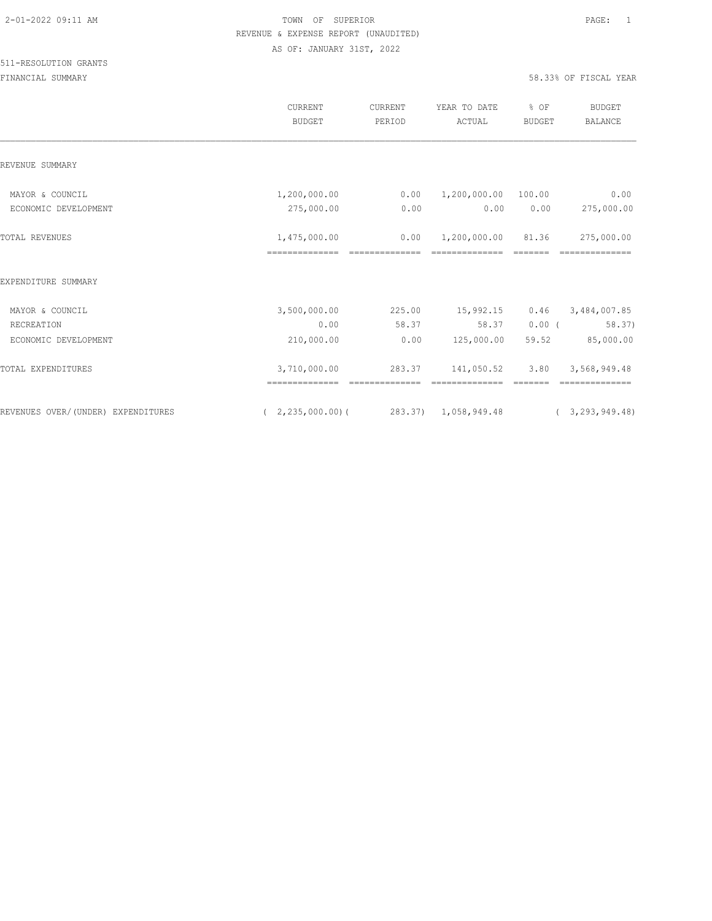TOWN OF SUPERIOR
REVENUE & EXPENSE REPORT (UNAUDITED)
AS OF: JANUARY 31ST, 2022

511-RESOLUTION GRANTS

FINANCIAL SUMMARY — 58.33% OF FISCAL YEAR

| | CURRENT BUDGET | CURRENT PERIOD | YEAR TO DATE ACTUAL | % OF BUDGET | BUDGET BALANCE |
|---|---|---|---|---|---|
| REVENUE SUMMARY | | | | | |
| MAYOR & COUNCIL | 1,200,000.00 | 0.00 | 1,200,000.00 | 100.00 | 0.00 |
| ECONOMIC DEVELOPMENT | 275,000.00 | 0.00 | 0.00 | 0.00 | 275,000.00 |
| TOTAL REVENUES | 1,475,000.00 | 0.00 | 1,200,000.00 | 81.36 | 275,000.00 |
| EXPENDITURE SUMMARY | | | | | |
| MAYOR & COUNCIL | 3,500,000.00 | 225.00 | 15,992.15 | 0.46 | 3,484,007.85 |
| RECREATION | 0.00 | 58.37 | 58.37 | 0.00 | ( 58.37) |
| ECONOMIC DEVELOPMENT | 210,000.00 | 0.00 | 125,000.00 | 59.52 | 85,000.00 |
| TOTAL EXPENDITURES | 3,710,000.00 | 283.37 | 141,050.52 | 3.80 | 3,568,949.48 |
| REVENUES OVER/(UNDER) EXPENDITURES | ( 2,235,000.00) | ( 283.37) | 1,058,949.48 | | ( 3,293,949.48) |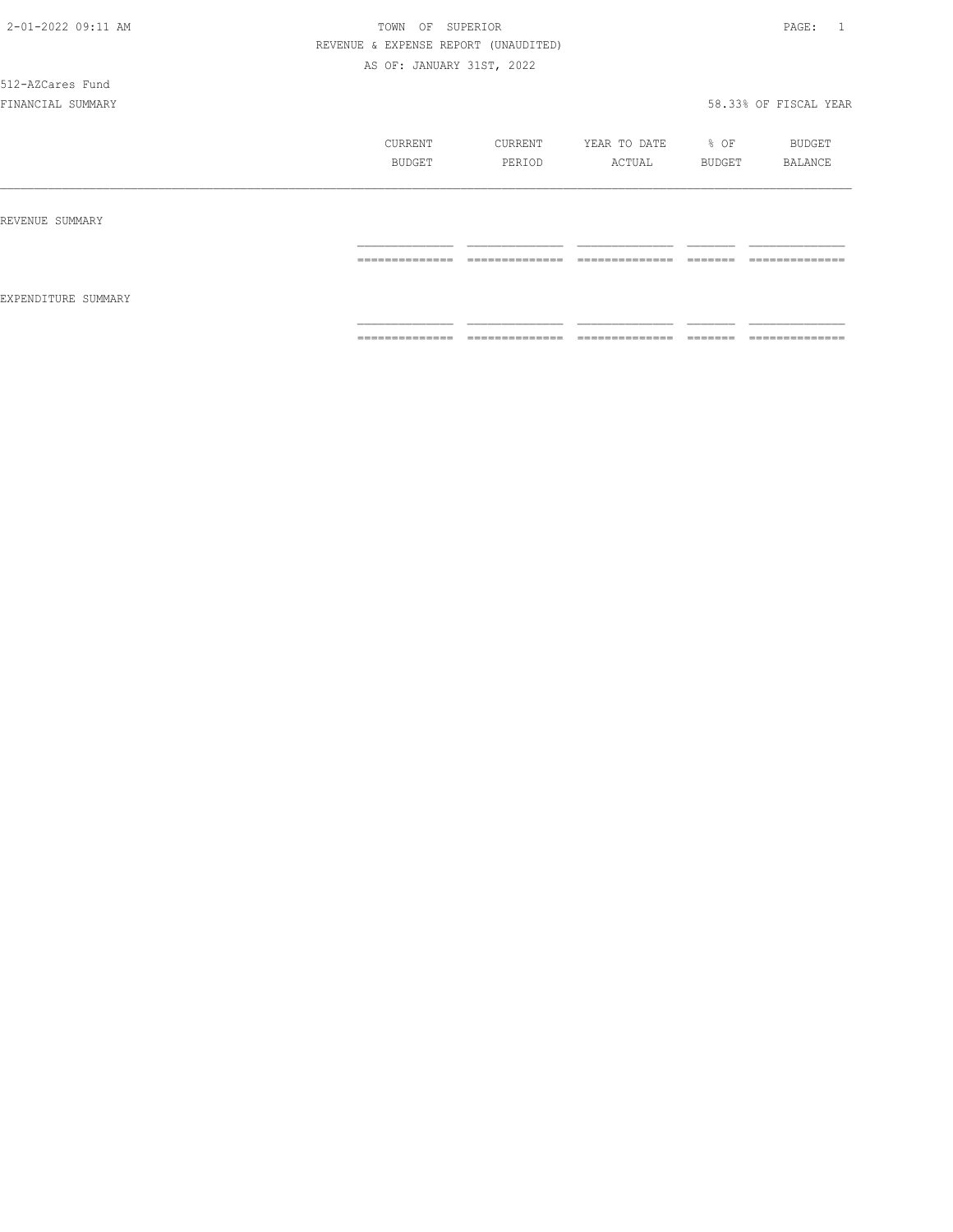TOWN OF SUPERIOR

REVENUE & EXPENSE REPORT (UNAUDITED)

AS OF: JANUARY 31ST, 2022

512-AZCares Fund

FINANCIAL SUMMARY

58.33% OF FISCAL YEAR

| | CURRENT BUDGET | CURRENT PERIOD | YEAR TO DATE ACTUAL | % OF BUDGET | BUDGET BALANCE |
|---|---|---|---|---|---|
| REVENUE SUMMARY | | | | | |
| EXPENDITURE SUMMARY | | | | | |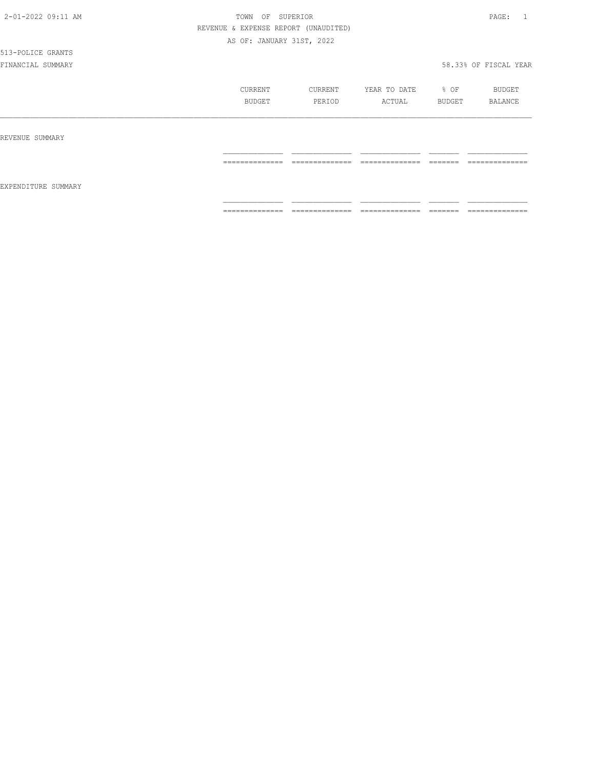TOWN OF SUPERIOR

REVENUE & EXPENSE REPORT (UNAUDITED)

AS OF: JANUARY 31ST, 2022

513-POLICE GRANTS

FINANCIAL SUMMARY

58.33% OF FISCAL YEAR

| | CURRENT BUDGET | CURRENT PERIOD | YEAR TO DATE ACTUAL | % OF BUDGET | BUDGET BALANCE |
|---|---|---|---|---|---|
| REVENUE SUMMARY | | | | | |
| EXPENDITURE SUMMARY | | | | | |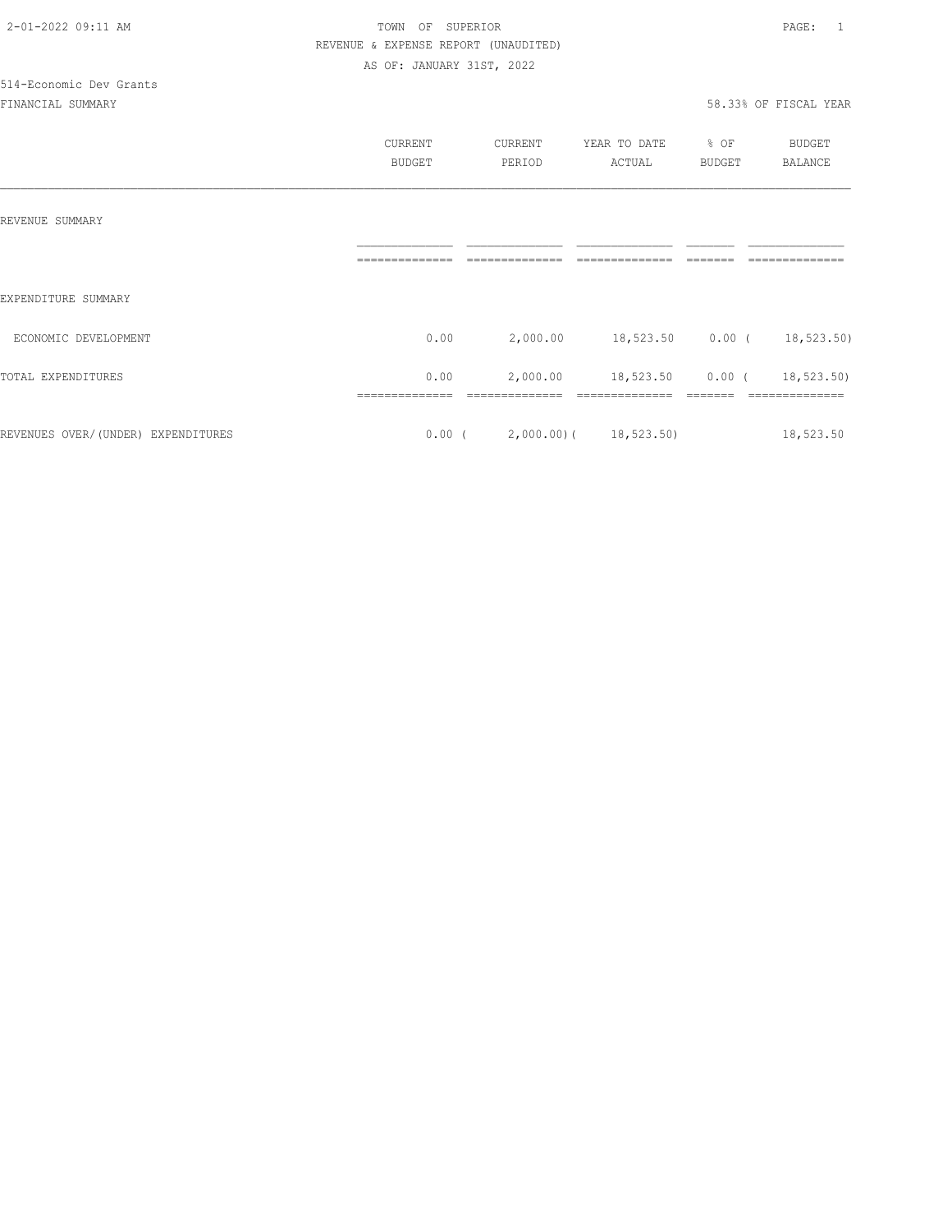TOWN OF SUPERIOR

REVENUE & EXPENSE REPORT (UNAUDITED)

AS OF: JANUARY 31ST, 2022

514-Economic Dev Grants

FINANCIAL SUMMARY

58.33% OF FISCAL YEAR

| | CURRENT BUDGET | CURRENT PERIOD | YEAR TO DATE ACTUAL | % OF BUDGET | BUDGET BALANCE |
|---|---|---|---|---|---|
| REVENUE SUMMARY | | | | | |
| EXPENDITURE SUMMARY | | | | | |
| ECONOMIC DEVELOPMENT | 0.00 | 2,000.00 | 18,523.50 | 0.00 | ( 18,523.50) |
| TOTAL EXPENDITURES | 0.00 | 2,000.00 | 18,523.50 | 0.00 | ( 18,523.50) |
| REVENUES OVER/(UNDER) EXPENDITURES | 0.00 | ( 2,000.00) | ( 18,523.50) | | 18,523.50 |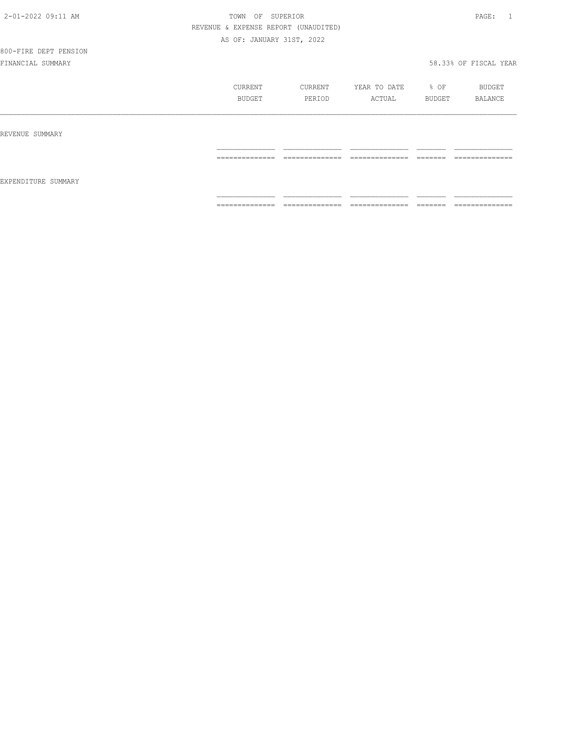TOWN OF SUPERIOR

REVENUE & EXPENSE REPORT (UNAUDITED)

AS OF: JANUARY 31ST, 2022

800-FIRE DEPT PENSION

FINANCIAL SUMMARY

58.33% OF FISCAL YEAR

| | CURRENT BUDGET | CURRENT PERIOD | YEAR TO DATE ACTUAL | % OF BUDGET | BUDGET BALANCE |
|---|---|---|---|---|---|
| REVENUE SUMMARY | | | | | |
| EXPENDITURE SUMMARY | | | | | |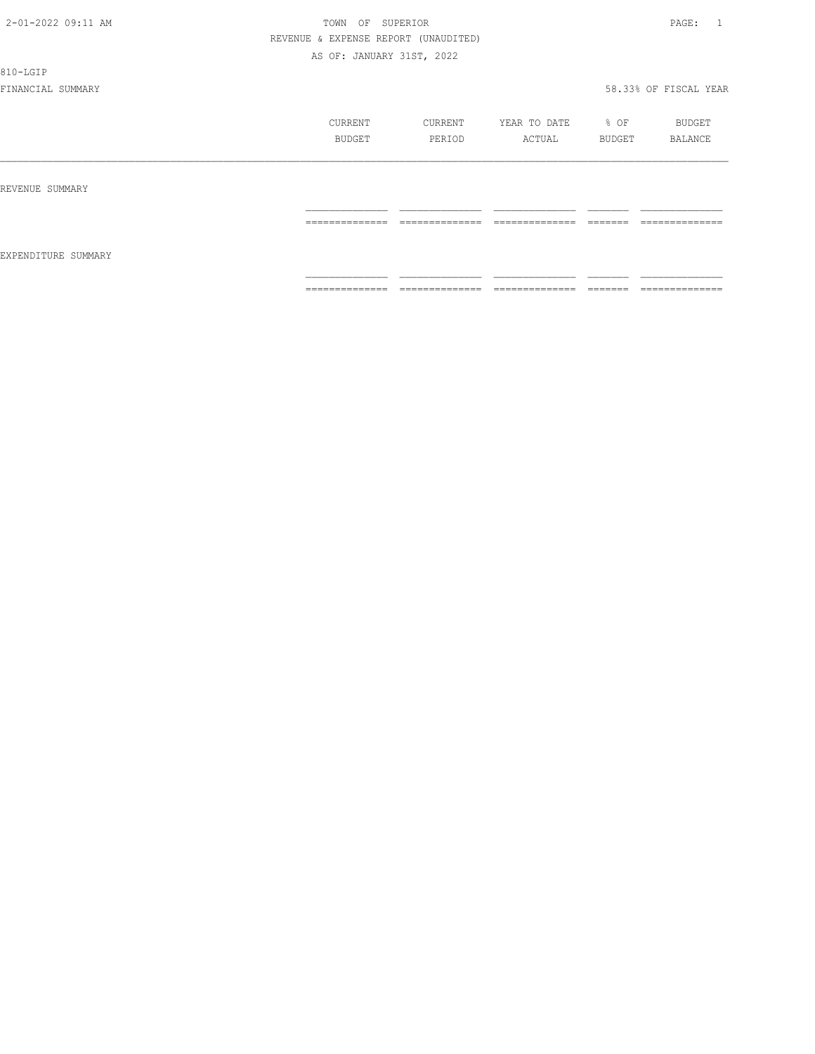TOWN OF SUPERIOR

REVENUE & EXPENSE REPORT (UNAUDITED)

AS OF: JANUARY 31ST, 2022

810-LGIP

FINANCIAL SUMMARY — 58.33% OF FISCAL YEAR

| | CURRENT BUDGET | CURRENT PERIOD | YEAR TO DATE ACTUAL | % OF BUDGET | BUDGET BALANCE |
|---|---|---|---|---|---|
| REVENUE SUMMARY | | | | | |
| EXPENDITURE SUMMARY | | | | | |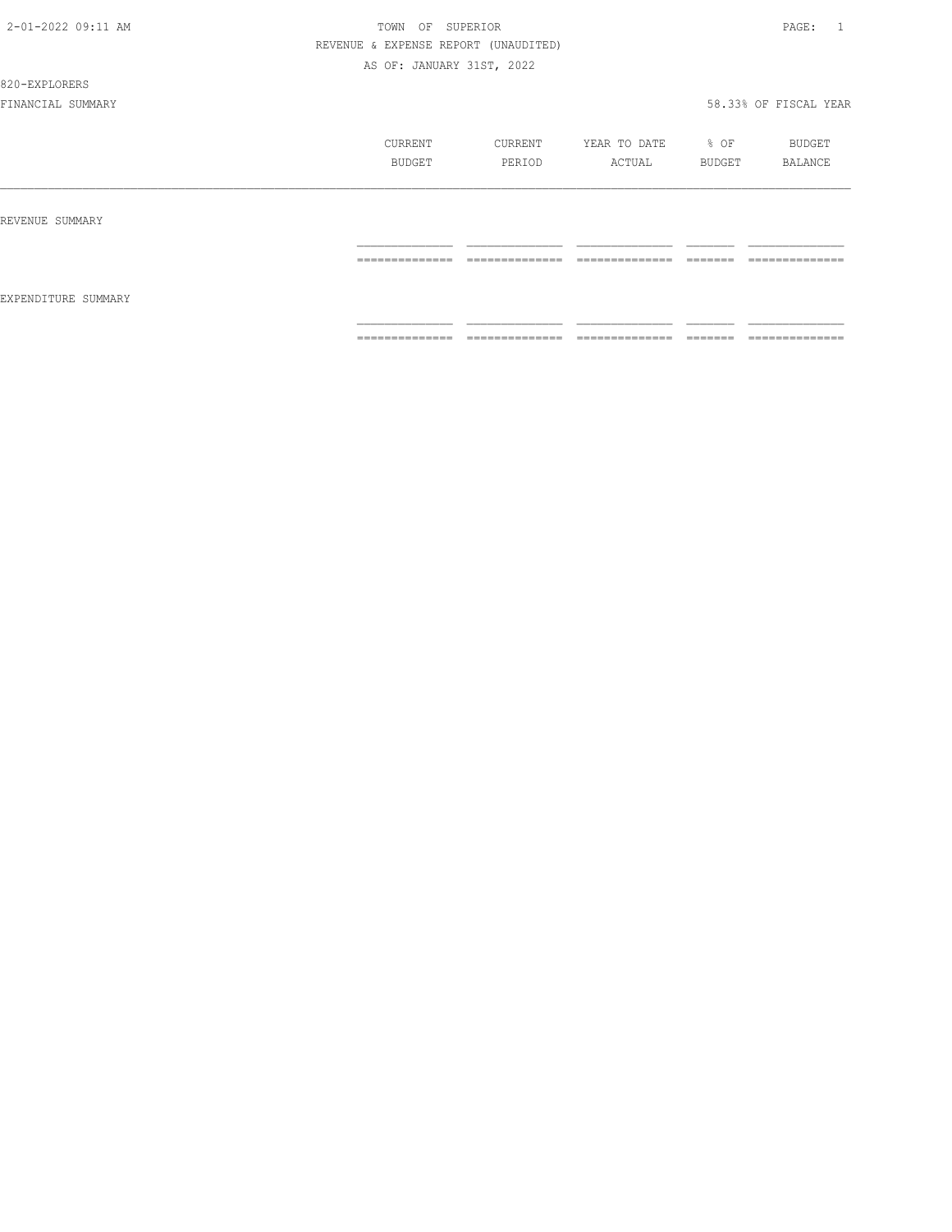TOWN OF SUPERIOR

REVENUE & EXPENSE REPORT (UNAUDITED)

AS OF: JANUARY 31ST, 2022

820-EXPLORERS

FINANCIAL SUMMARY

58.33% OF FISCAL YEAR

| | CURRENT BUDGET | CURRENT PERIOD | YEAR TO DATE ACTUAL | % OF BUDGET | BUDGET BALANCE |
|---|---|---|---|---|---|
| REVENUE SUMMARY | | | | | |
| EXPENDITURE SUMMARY | | | | | |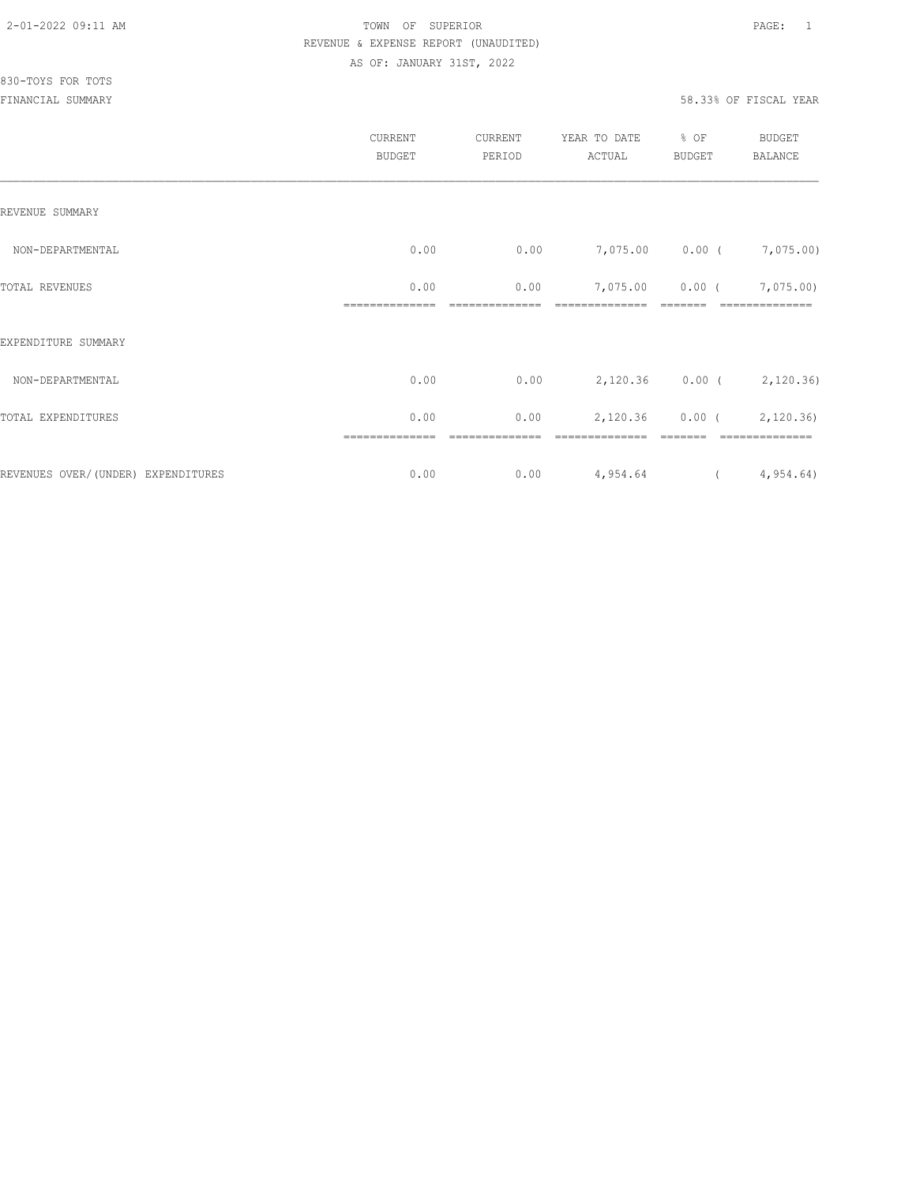TOWN OF SUPERIOR

REVENUE & EXPENSE REPORT (UNAUDITED)

AS OF: JANUARY 31ST, 2022

830-TOYS FOR TOTS

FINANCIAL SUMMARY

58.33% OF FISCAL YEAR

| | CURRENT BUDGET | CURRENT PERIOD | YEAR TO DATE ACTUAL | % OF BUDGET | BUDGET BALANCE |
|---|---|---|---|---|---|
| REVENUE SUMMARY | | | | | |
| NON-DEPARTMENTAL | 0.00 | 0.00 | 7,075.00 | 0.00 | ( 7,075.00) |
| TOTAL REVENUES | 0.00 | 0.00 | 7,075.00 | 0.00 | ( 7,075.00) |
| EXPENDITURE SUMMARY | | | | | |
| NON-DEPARTMENTAL | 0.00 | 0.00 | 2,120.36 | 0.00 | ( 2,120.36) |
| TOTAL EXPENDITURES | 0.00 | 0.00 | 2,120.36 | 0.00 | ( 2,120.36) |
| REVENUES OVER/(UNDER) EXPENDITURES | 0.00 | 0.00 | 4,954.64 | | ( 4,954.64) |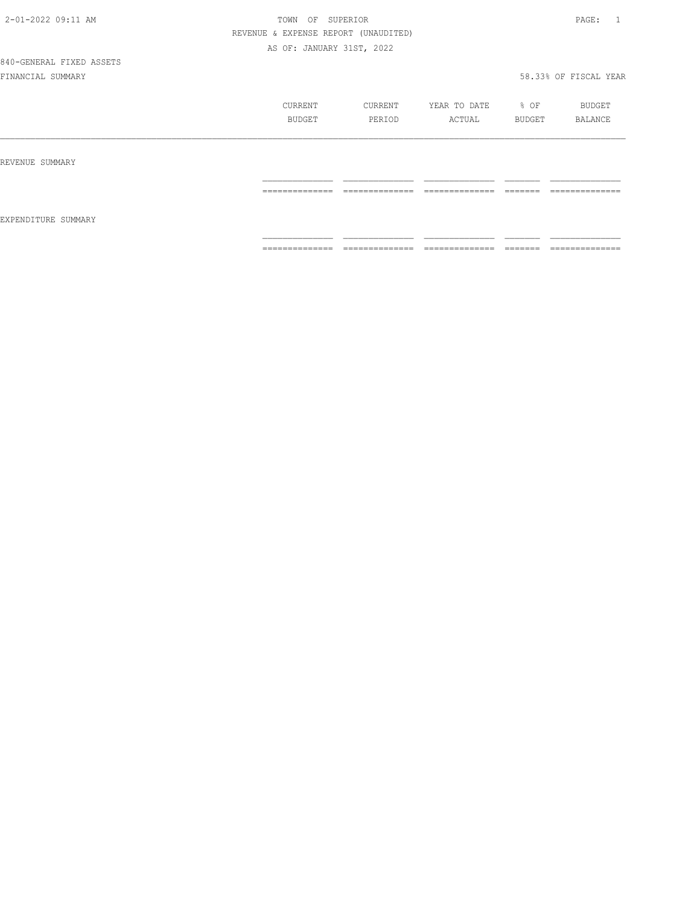TOWN OF SUPERIOR

REVENUE & EXPENSE REPORT (UNAUDITED)

AS OF: JANUARY 31ST, 2022

840-GENERAL FIXED ASSETS

FINANCIAL SUMMARY

58.33% OF FISCAL YEAR

| | CURRENT BUDGET | CURRENT PERIOD | YEAR TO DATE ACTUAL | % OF BUDGET | BUDGET BALANCE |
|---|---|---|---|---|---|
| REVENUE SUMMARY | | | | | |
| | | | | | |
| EXPENDITURE SUMMARY | | | | | |
| | | | | | |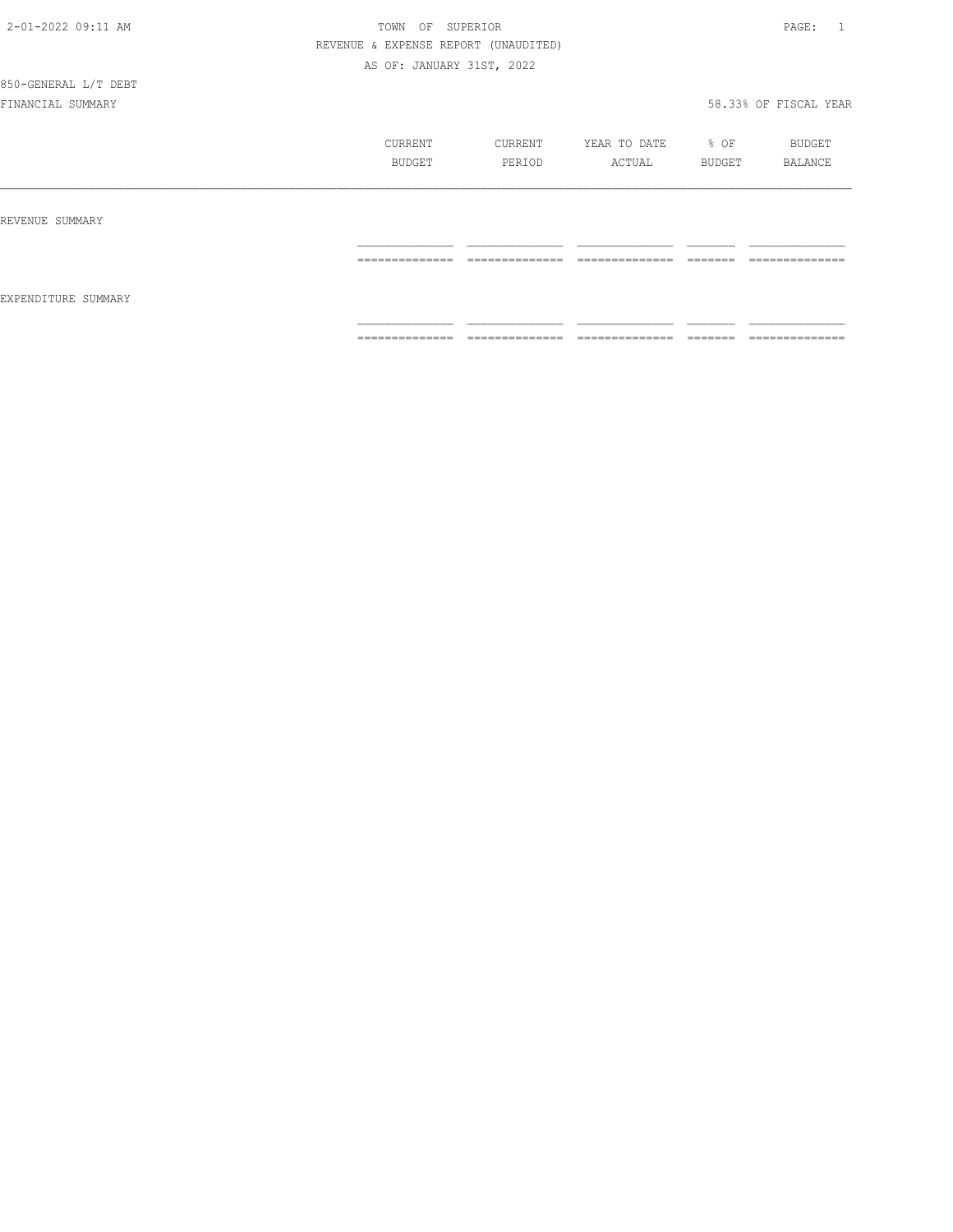TOWN OF SUPERIOR

REVENUE & EXPENSE REPORT (UNAUDITED)

AS OF: JANUARY 31ST, 2022

850-GENERAL L/T DEBT

FINANCIAL SUMMARY

58.33% OF FISCAL YEAR

| | CURRENT BUDGET | CURRENT PERIOD | YEAR TO DATE ACTUAL | % OF BUDGET | BUDGET BALANCE |
|---|---|---|---|---|---|
| REVENUE SUMMARY | | | | | |
| EXPENDITURE SUMMARY | | | | | |